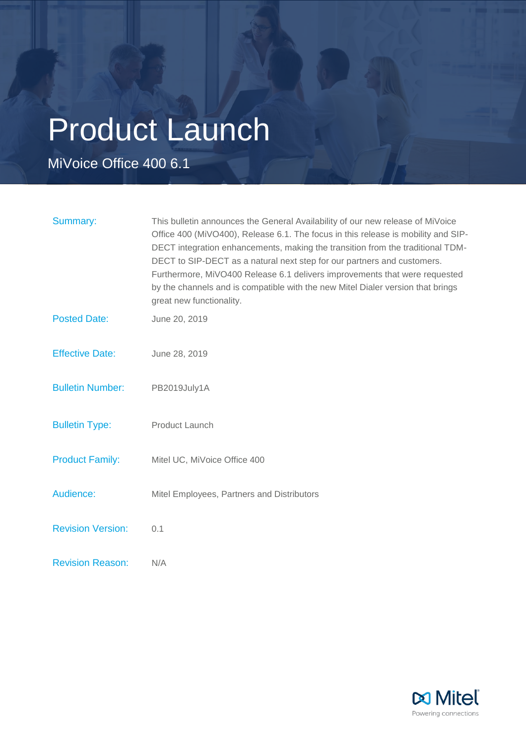# Product Launch

## MiVoice Office 400 6.1

| | |
|---|---|
| Summary: | This bulletin announces the General Availability of our new release of MiVoice Office 400 (MiVO400), Release 6.1. The focus in this release is mobility and SIP-DECT integration enhancements, making the transition from the traditional TDM-DECT to SIP-DECT as a natural next step for our partners and customers. Furthermore, MiVO400 Release 6.1 delivers improvements that were requested by the channels and is compatible with the new Mitel Dialer version that brings great new functionality. |
| Posted Date: | June 20, 2019 |
| Effective Date: | June 28, 2019 |
| Bulletin Number: | PB2019July1A |
| Bulletin Type: | Product Launch |
| Product Family: | Mitel UC, MiVoice Office 400 |
| Audience: | Mitel Employees, Partners and Distributors |
| Revision Version: | 0.1 |
| Revision Reason: | N/A |

Mitel
Powering connections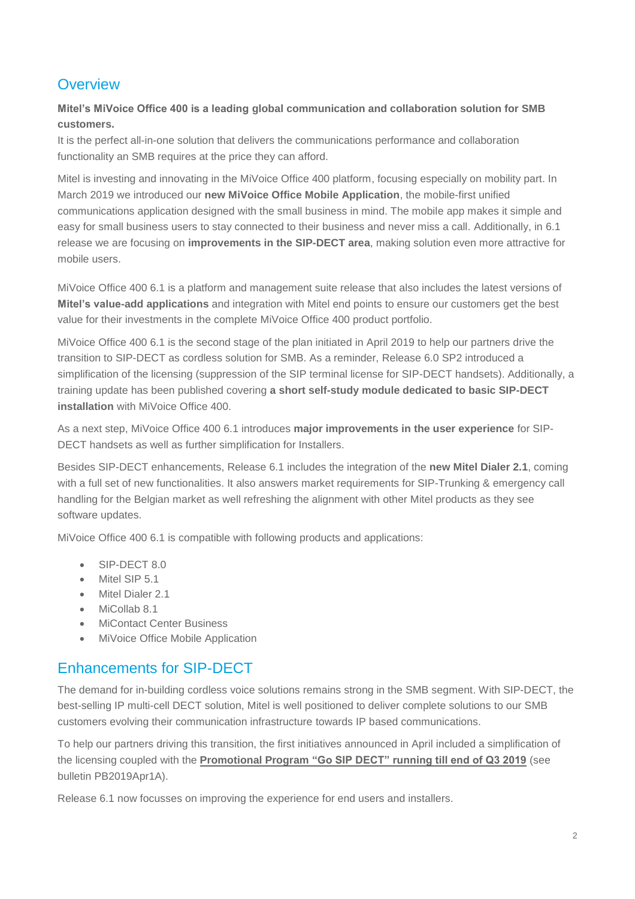## Overview

**Mitel's MiVoice Office 400 is a leading global communication and collaboration solution for SMB customers.**
It is the perfect all-in-one solution that delivers the communications performance and collaboration functionality an SMB requires at the price they can afford.

Mitel is investing and innovating in the MiVoice Office 400 platform, focusing especially on mobility part. In March 2019 we introduced our **new MiVoice Office Mobile Application**, the mobile-first unified communications application designed with the small business in mind. The mobile app makes it simple and easy for small business users to stay connected to their business and never miss a call. Additionally, in 6.1 release we are focusing on **improvements in the SIP-DECT area**, making solution even more attractive for mobile users.

MiVoice Office 400 6.1 is a platform and management suite release that also includes the latest versions of **Mitel's value-add applications** and integration with Mitel end points to ensure our customers get the best value for their investments in the complete MiVoice Office 400 product portfolio.

MiVoice Office 400 6.1 is the second stage of the plan initiated in April 2019 to help our partners drive the transition to SIP-DECT as cordless solution for SMB. As a reminder, Release 6.0 SP2 introduced a simplification of the licensing (suppression of the SIP terminal license for SIP-DECT handsets). Additionally, a training update has been published covering **a short self-study module dedicated to basic SIP-DECT installation** with MiVoice Office 400.

As a next step, MiVoice Office 400 6.1 introduces **major improvements in the user experience** for SIP-DECT handsets as well as further simplification for Installers.

Besides SIP-DECT enhancements, Release 6.1 includes the integration of the **new Mitel Dialer 2.1**, coming with a full set of new functionalities. It also answers market requirements for SIP-Trunking & emergency call handling for the Belgian market as well refreshing the alignment with other Mitel products as they see software updates.

MiVoice Office 400 6.1 is compatible with following products and applications:

- SIP-DECT 8.0
- Mitel SIP 5.1
- Mitel Dialer 2.1
- MiCollab 8.1
- MiContact Center Business
- MiVoice Office Mobile Application

## Enhancements for SIP-DECT

The demand for in-building cordless voice solutions remains strong in the SMB segment. With SIP-DECT, the best-selling IP multi-cell DECT solution, Mitel is well positioned to deliver complete solutions to our SMB customers evolving their communication infrastructure towards IP based communications.

To help our partners driving this transition, the first initiatives announced in April included a simplification of the licensing coupled with the **Promotional Program "Go SIP DECT" running till end of Q3 2019** (see bulletin PB2019Apr1A).

Release 6.1 now focusses on improving the experience for end users and installers.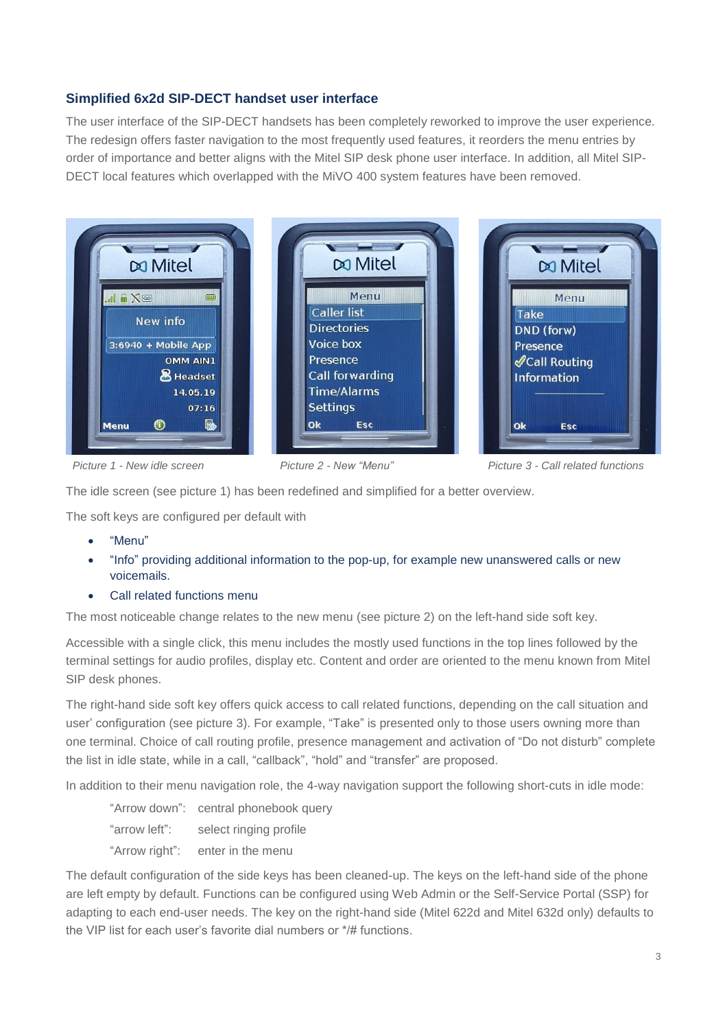### Simplified 6x2d SIP-DECT handset user interface

The user interface of the SIP-DECT handsets has been completely reworked to improve the user experience. The redesign offers faster navigation to the most frequently used features, it reorders the menu entries by order of importance and better aligns with the Mitel SIP desk phone user interface. In addition, all Mitel SIP-DECT local features which overlapped with the MiVO 400 system features have been removed.

*Picture 1 - New idle screen*

*Picture 2 - New "Menu"*

*Picture 3 - Call related functions*

The idle screen (see picture 1) has been redefined and simplified for a better overview.

The soft keys are configured per default with

- "Menu"
- "Info" providing additional information to the pop-up, for example new unanswered calls or new voicemails.
- Call related functions menu

The most noticeable change relates to the new menu (see picture 2) on the left-hand side soft key.

Accessible with a single click, this menu includes the mostly used functions in the top lines followed by the terminal settings for audio profiles, display etc. Content and order are oriented to the menu known from Mitel SIP desk phones.

The right-hand side soft key offers quick access to call related functions, depending on the call situation and user' configuration (see picture 3). For example, "Take" is presented only to those users owning more than one terminal. Choice of call routing profile, presence management and activation of "Do not disturb" complete the list in idle state, while in a call, "callback", "hold" and "transfer" are proposed.

In addition to their menu navigation role, the 4-way navigation support the following short-cuts in idle mode:

"Arrow down": central phonebook query
"arrow left": select ringing profile
"Arrow right": enter in the menu

The default configuration of the side keys has been cleaned-up. The keys on the left-hand side of the phone are left empty by default. Functions can be configured using Web Admin or the Self-Service Portal (SSP) for adapting to each end-user needs. The key on the right-hand side (Mitel 622d and Mitel 632d only) defaults to the VIP list for each user's favorite dial numbers or */# functions.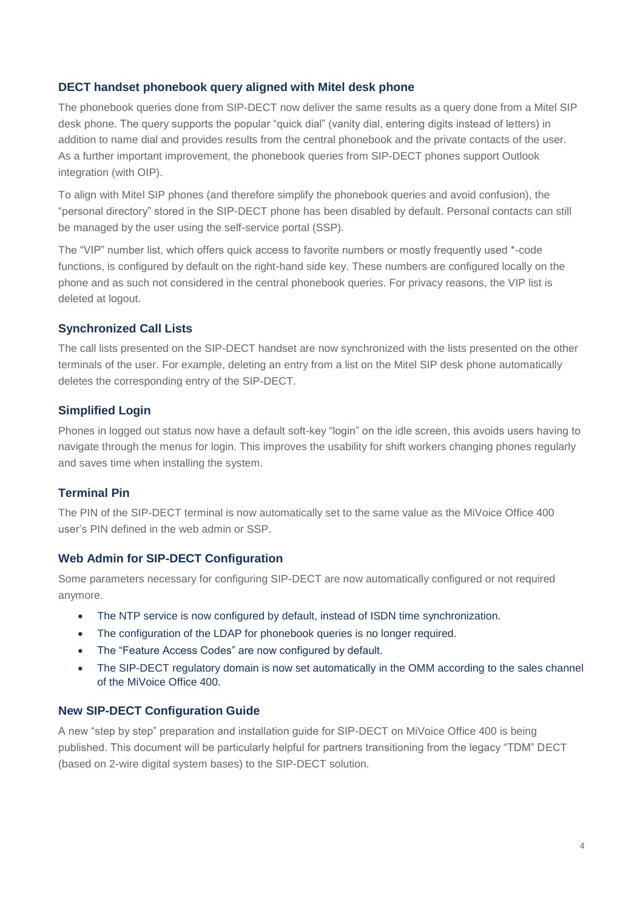### DECT handset phonebook query aligned with Mitel desk phone

The phonebook queries done from SIP-DECT now deliver the same results as a query done from a Mitel SIP desk phone. The query supports the popular "quick dial" (vanity dial, entering digits instead of letters) in addition to name dial and provides results from the central phonebook and the private contacts of the user. As a further important improvement, the phonebook queries from SIP-DECT phones support Outlook integration (with OIP).

To align with Mitel SIP phones (and therefore simplify the phonebook queries and avoid confusion), the "personal directory" stored in the SIP-DECT phone has been disabled by default. Personal contacts can still be managed by the user using the self-service portal (SSP).

The "VIP" number list, which offers quick access to favorite numbers or mostly frequently used *-code functions, is configured by default on the right-hand side key. These numbers are configured locally on the phone and as such not considered in the central phonebook queries. For privacy reasons, the VIP list is deleted at logout.

### Synchronized Call Lists

The call lists presented on the SIP-DECT handset are now synchronized with the lists presented on the other terminals of the user. For example, deleting an entry from a list on the Mitel SIP desk phone automatically deletes the corresponding entry of the SIP-DECT.

### Simplified Login

Phones in logged out status now have a default soft-key "login" on the idle screen, this avoids users having to navigate through the menus for login. This improves the usability for shift workers changing phones regularly and saves time when installing the system.

### Terminal Pin

The PIN of the SIP-DECT terminal is now automatically set to the same value as the MiVoice Office 400 user's PIN defined in the web admin or SSP.

### Web Admin for SIP-DECT Configuration

Some parameters necessary for configuring SIP-DECT are now automatically configured or not required anymore.

- The NTP service is now configured by default, instead of ISDN time synchronization.
- The configuration of the LDAP for phonebook queries is no longer required.
- The "Feature Access Codes" are now configured by default.
- The SIP-DECT regulatory domain is now set automatically in the OMM according to the sales channel of the MiVoice Office 400.

### New SIP-DECT Configuration Guide

A new "step by step" preparation and installation guide for SIP-DECT on MiVoice Office 400 is being published. This document will be particularly helpful for partners transitioning from the legacy "TDM" DECT (based on 2-wire digital system bases) to the SIP-DECT solution.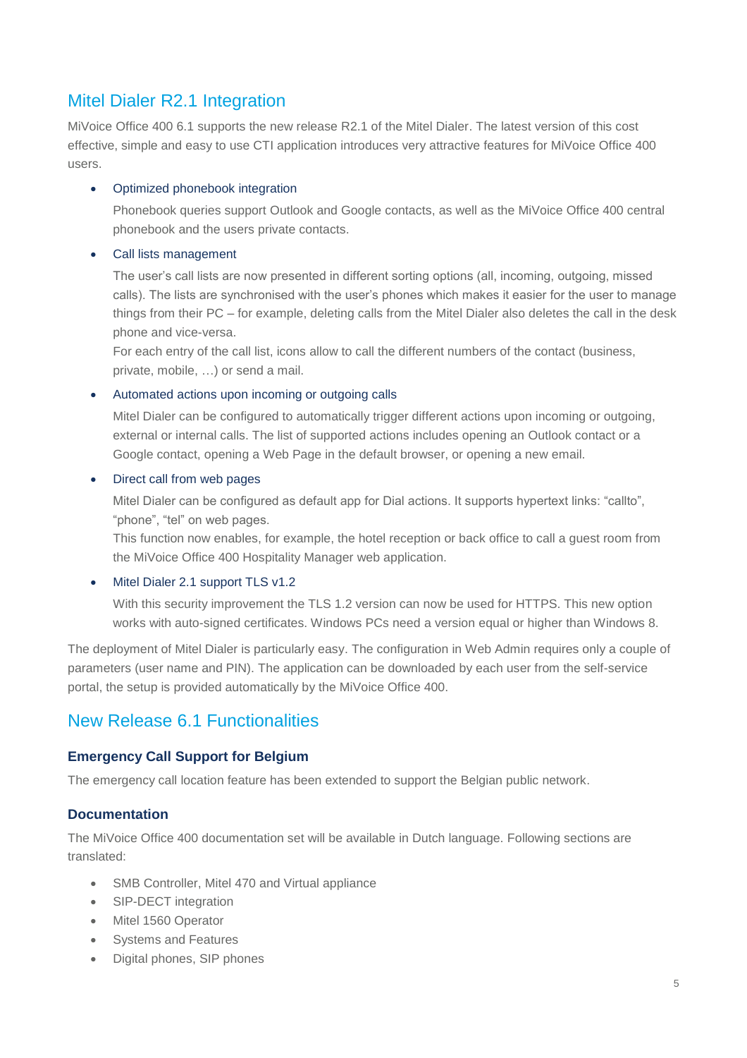## Mitel Dialer R2.1 Integration

MiVoice Office 400 6.1 supports the new release R2.1 of the Mitel Dialer. The latest version of this cost effective, simple and easy to use CTI application introduces very attractive features for MiVoice Office 400 users.

- Optimized phonebook integration

  Phonebook queries support Outlook and Google contacts, as well as the MiVoice Office 400 central phonebook and the users private contacts.

- Call lists management

  The user's call lists are now presented in different sorting options (all, incoming, outgoing, missed calls). The lists are synchronised with the user's phones which makes it easier for the user to manage things from their PC – for example, deleting calls from the Mitel Dialer also deletes the call in the desk phone and vice-versa.

  For each entry of the call list, icons allow to call the different numbers of the contact (business, private, mobile, …) or send a mail.

- Automated actions upon incoming or outgoing calls

  Mitel Dialer can be configured to automatically trigger different actions upon incoming or outgoing, external or internal calls. The list of supported actions includes opening an Outlook contact or a Google contact, opening a Web Page in the default browser, or opening a new email.

- Direct call from web pages

  Mitel Dialer can be configured as default app for Dial actions. It supports hypertext links: "callto", "phone", "tel" on web pages.

  This function now enables, for example, the hotel reception or back office to call a guest room from the MiVoice Office 400 Hospitality Manager web application.

- Mitel Dialer 2.1 support TLS v1.2

  With this security improvement the TLS 1.2 version can now be used for HTTPS. This new option works with auto-signed certificates. Windows PCs need a version equal or higher than Windows 8.

The deployment of Mitel Dialer is particularly easy. The configuration in Web Admin requires only a couple of parameters (user name and PIN). The application can be downloaded by each user from the self-service portal, the setup is provided automatically by the MiVoice Office 400.

## New Release 6.1 Functionalities

### Emergency Call Support for Belgium

The emergency call location feature has been extended to support the Belgian public network.

### Documentation

The MiVoice Office 400 documentation set will be available in Dutch language. Following sections are translated:

- SMB Controller, Mitel 470 and Virtual appliance
- SIP-DECT integration
- Mitel 1560 Operator
- Systems and Features
- Digital phones, SIP phones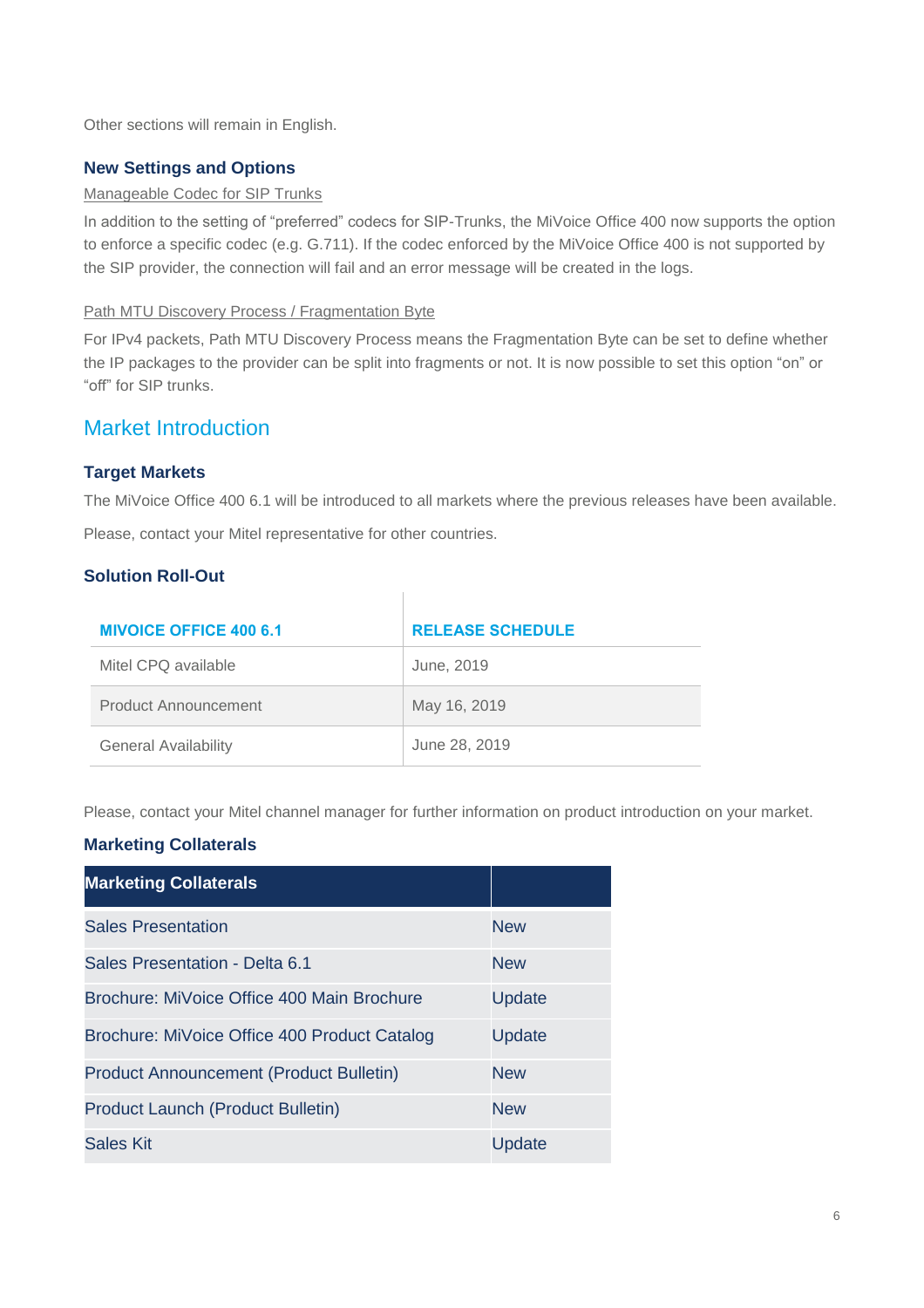Other sections will remain in English.

### New Settings and Options

Manageable Codec for SIP Trunks

In addition to the setting of "preferred" codecs for SIP-Trunks, the MiVoice Office 400 now supports the option to enforce a specific codec (e.g. G.711). If the codec enforced by the MiVoice Office 400 is not supported by the SIP provider, the connection will fail and an error message will be created in the logs.

Path MTU Discovery Process / Fragmentation Byte

For IPv4 packets, Path MTU Discovery Process means the Fragmentation Byte can be set to define whether the IP packages to the provider can be split into fragments or not. It is now possible to set this option "on" or "off" for SIP trunks.

## Market Introduction

### Target Markets

The MiVoice Office 400 6.1 will be introduced to all markets where the previous releases have been available.

Please, contact your Mitel representative for other countries.

### Solution Roll-Out

| MIVOICE OFFICE 400 6.1 | RELEASE SCHEDULE |
|---|---|
| Mitel CPQ available | June, 2019 |
| Product Announcement | May 16, 2019 |
| General Availability | June 28, 2019 |

Please, contact your Mitel channel manager for further information on product introduction on your market.

### Marketing Collaterals

| Marketing Collaterals | |
|---|---|
| Sales Presentation | New |
| Sales Presentation - Delta 6.1 | New |
| Brochure: MiVoice Office 400 Main Brochure | Update |
| Brochure: MiVoice Office 400 Product Catalog | Update |
| Product Announcement (Product Bulletin) | New |
| Product Launch (Product Bulletin) | New |
| Sales Kit | Update |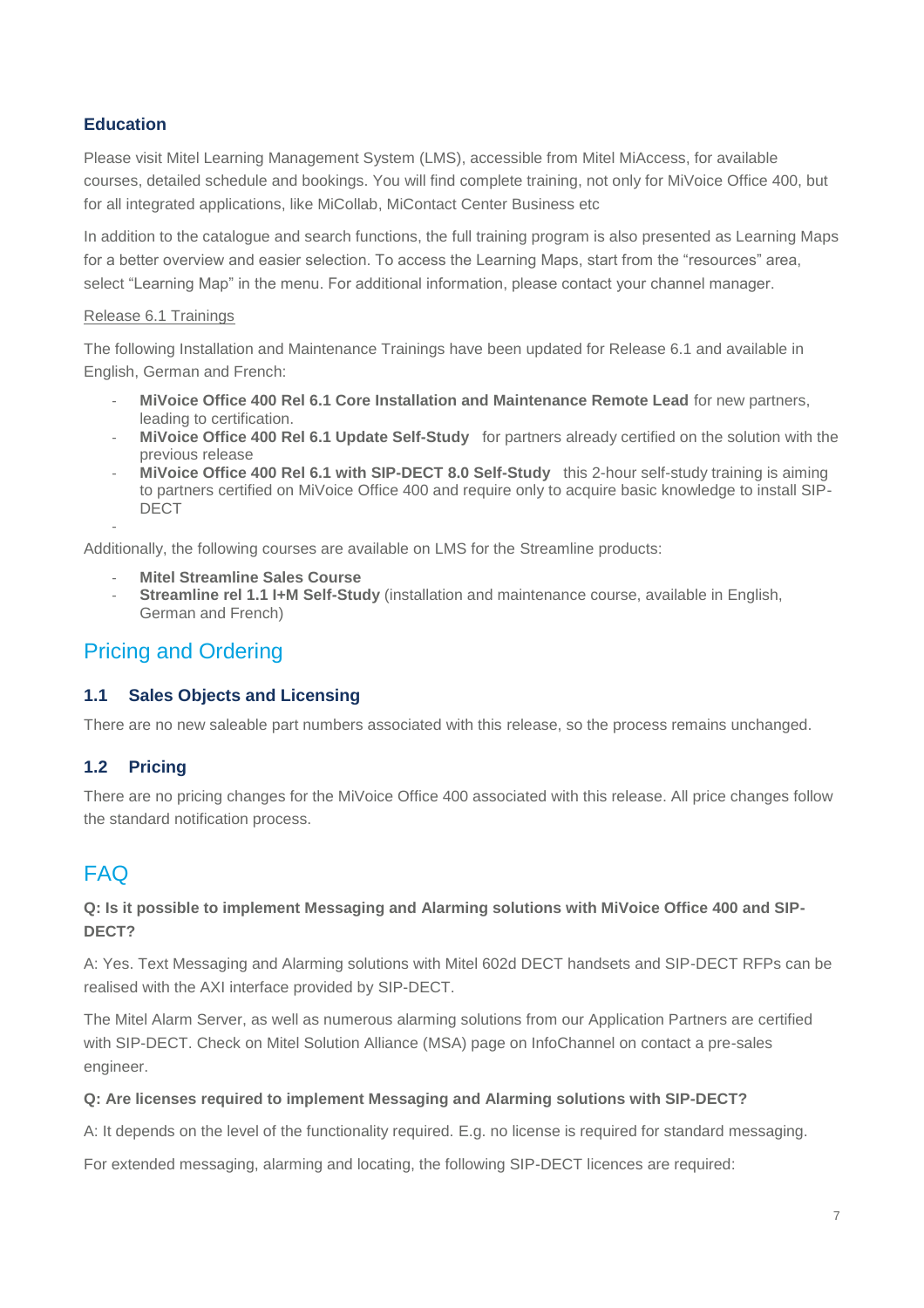### Education

Please visit Mitel Learning Management System (LMS), accessible from Mitel MiAccess, for available courses, detailed schedule and bookings. You will find complete training, not only for MiVoice Office 400, but for all integrated applications, like MiCollab, MiContact Center Business etc

In addition to the catalogue and search functions, the full training program is also presented as Learning Maps for a better overview and easier selection. To access the Learning Maps, start from the “resources” area, select “Learning Map” in the menu. For additional information, please contact your channel manager.

Release 6.1 Trainings

The following Installation and Maintenance Trainings have been updated for Release 6.1 and available in English, German and French:

- **MiVoice Office 400 Rel 6.1 Core Installation and Maintenance Remote Lead** for new partners, leading to certification.
- **MiVoice Office 400 Rel 6.1 Update Self-Study** for partners already certified on the solution with the previous release
- **MiVoice Office 400 Rel 6.1 with SIP-DECT 8.0 Self-Study** this 2-hour self-study training is aiming to partners certified on MiVoice Office 400 and require only to acquire basic knowledge to install SIP-DECT
-

Additionally, the following courses are available on LMS for the Streamline products:

- **Mitel Streamline Sales Course**
- **Streamline rel 1.1 I+M Self-Study** (installation and maintenance course, available in English, German and French)

## Pricing and Ordering

### 1.1 Sales Objects and Licensing

There are no new saleable part numbers associated with this release, so the process remains unchanged.

### 1.2 Pricing

There are no pricing changes for the MiVoice Office 400 associated with this release. All price changes follow the standard notification process.

## FAQ

**Q: Is it possible to implement Messaging and Alarming solutions with MiVoice Office 400 and SIP-DECT?**

A: Yes. Text Messaging and Alarming solutions with Mitel 602d DECT handsets and SIP-DECT RFPs can be realised with the AXI interface provided by SIP-DECT.

The Mitel Alarm Server, as well as numerous alarming solutions from our Application Partners are certified with SIP-DECT. Check on Mitel Solution Alliance (MSA) page on InfoChannel on contact a pre-sales engineer.

**Q: Are licenses required to implement Messaging and Alarming solutions with SIP-DECT?**

A: It depends on the level of the functionality required. E.g. no license is required for standard messaging.

For extended messaging, alarming and locating, the following SIP-DECT licences are required: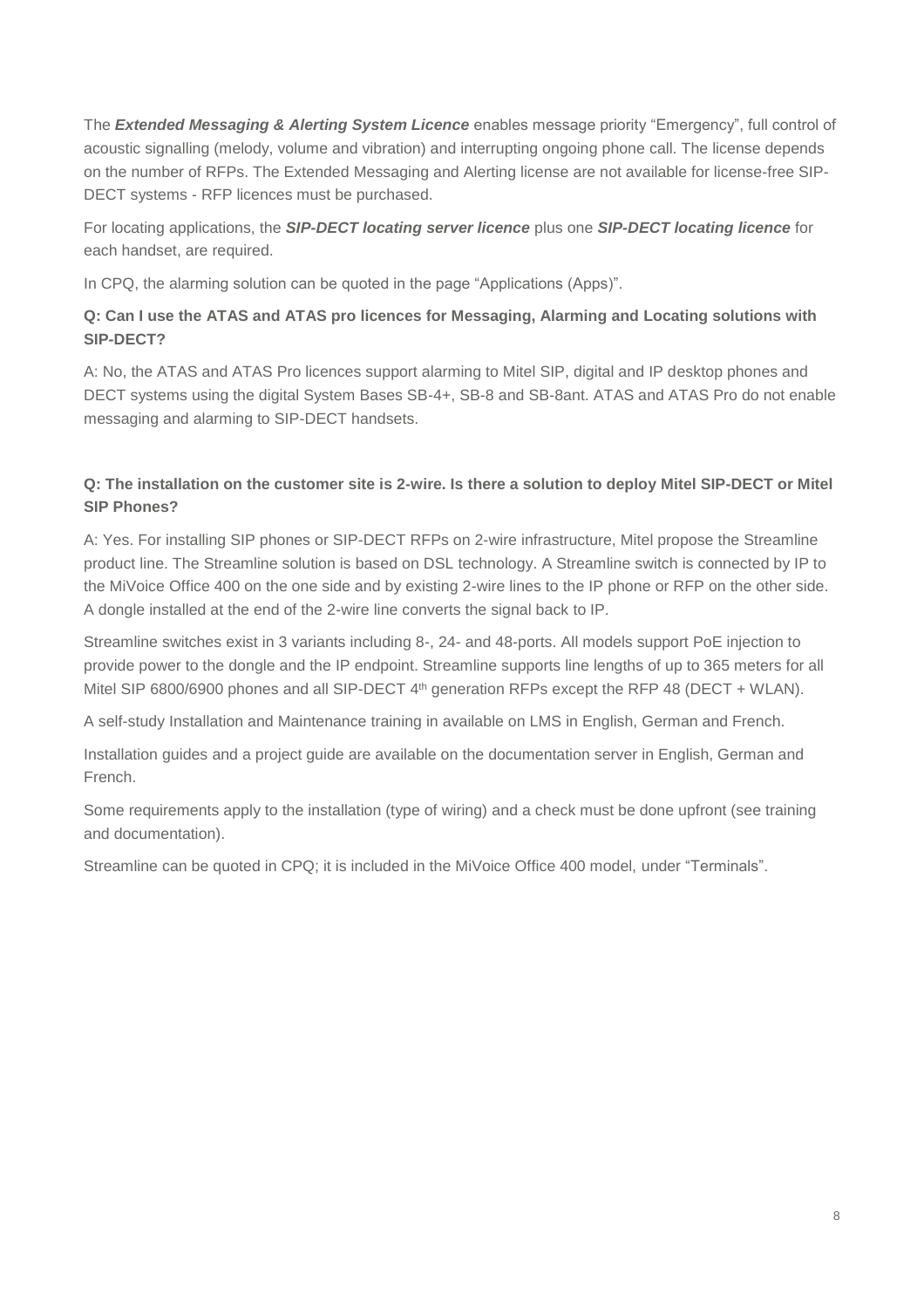The ***Extended Messaging & Alerting System Licence*** enables message priority "Emergency", full control of acoustic signalling (melody, volume and vibration) and interrupting ongoing phone call. The license depends on the number of RFPs. The Extended Messaging and Alerting license are not available for license-free SIP-DECT systems - RFP licences must be purchased.

For locating applications, the ***SIP-DECT locating server licence*** plus one ***SIP-DECT locating licence*** for each handset, are required.

In CPQ, the alarming solution can be quoted in the page "Applications (Apps)".

**Q: Can I use the ATAS and ATAS pro licences for Messaging, Alarming and Locating solutions with SIP-DECT?**

A: No, the ATAS and ATAS Pro licences support alarming to Mitel SIP, digital and IP desktop phones and DECT systems using the digital System Bases SB-4+, SB-8 and SB-8ant. ATAS and ATAS Pro do not enable messaging and alarming to SIP-DECT handsets.

**Q: The installation on the customer site is 2-wire. Is there a solution to deploy Mitel SIP-DECT or Mitel SIP Phones?**

A: Yes. For installing SIP phones or SIP-DECT RFPs on 2-wire infrastructure, Mitel propose the Streamline product line. The Streamline solution is based on DSL technology. A Streamline switch is connected by IP to the MiVoice Office 400 on the one side and by existing 2-wire lines to the IP phone or RFP on the other side. A dongle installed at the end of the 2-wire line converts the signal back to IP.

Streamline switches exist in 3 variants including 8-, 24- and 48-ports. All models support PoE injection to provide power to the dongle and the IP endpoint. Streamline supports line lengths of up to 365 meters for all Mitel SIP 6800/6900 phones and all SIP-DECT 4th generation RFPs except the RFP 48 (DECT + WLAN).

A self-study Installation and Maintenance training in available on LMS in English, German and French.

Installation guides and a project guide are available on the documentation server in English, German and French.

Some requirements apply to the installation (type of wiring) and a check must be done upfront (see training and documentation).

Streamline can be quoted in CPQ; it is included in the MiVoice Office 400 model, under "Terminals".